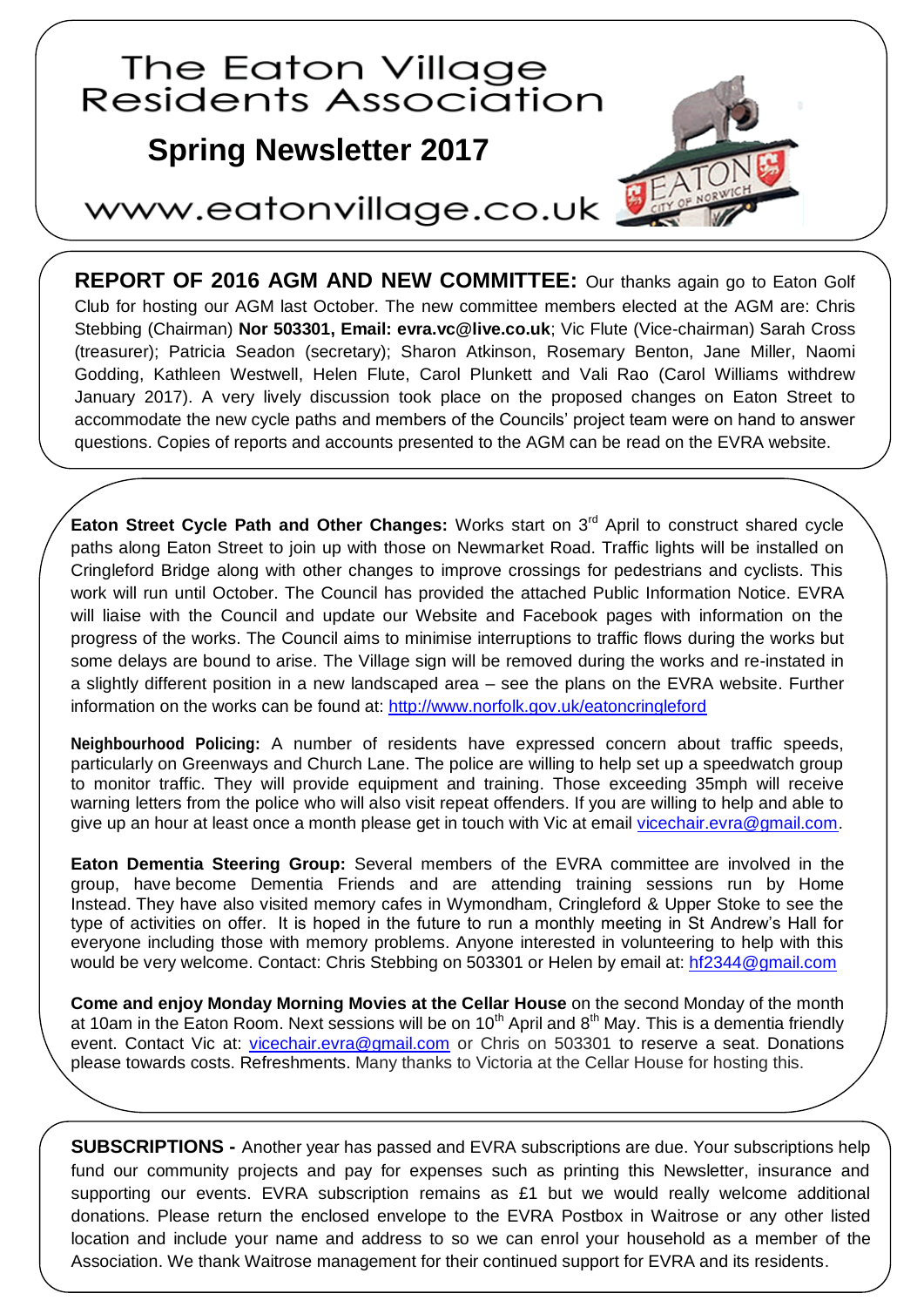# The Eaton Village Residents Association

## Spring Newsletter 2017

www.eatonvillage.co.uk

**REPORT OF 2016 AGM AND NEW COMMITTEE:** Our thanks again go to Eaton Golf Club for hosting our AGM last October. The new committee members elected at the AGM are: Chris Stebbing (Chairman) **Nor 503301, Email: evra.vc@live.co.uk**; Vic Flute (Vice-chairman) Sarah Cross (treasurer); Patricia Seadon (secretary); Sharon Atkinson, Rosemary Benton, Jane Miller, Naomi Godding, Kathleen Westwell, Helen Flute, Carol Plunkett and Vali Rao (Carol Williams withdrew January 2017). A very lively discussion took place on the proposed changes on Eaton Street to accommodate the new cycle paths and members of the Councils' project team were on hand to answer questions. Copies of reports and accounts presented to the AGM can be read on the EVRA website.

**Eaton Street Cycle Path and Other Changes:** Works start on 3rd April to construct shared cycle paths along Eaton Street to join up with those on Newmarket Road. Traffic lights will be installed on Cringleford Bridge along with other changes to improve crossings for pedestrians and cyclists. This work will run until October. The Council has provided the attached Public Information Notice. EVRA will liaise with the Council and update our Website and Facebook pages with information on the progress of the works. The Council aims to minimise interruptions to traffic flows during the works but some delays are bound to arise. The Village sign will be removed during the works and re-instated in a slightly different position in a new landscaped area – see the plans on the EVRA website. Further information on the works can be found at: http://www.norfolk.gov.uk/eatoncringleford

**Neighbourhood Policing:** A number of residents have expressed concern about traffic speeds, particularly on Greenways and Church Lane. The police are willing to help set up a speedwatch group to monitor traffic. They will provide equipment and training. Those exceeding 35mph will receive warning letters from the police who will also visit repeat offenders. If you are willing to help and able to give up an hour at least once a month please get in touch with Vic at email vicechair.evra@gmail.com.

**Eaton Dementia Steering Group:** Several members of the EVRA committee are involved in the group, have become Dementia Friends and are attending training sessions run by Home Instead. They have also visited memory cafes in Wymondham, Cringleford & Upper Stoke to see the type of activities on offer. It is hoped in the future to run a monthly meeting in St Andrew's Hall for everyone including those with memory problems. Anyone interested in volunteering to help with this would be very welcome. Contact: Chris Stebbing on 503301 or Helen by email at: hf2344@gmail.com

**Come and enjoy Monday Morning Movies at the Cellar House** on the second Monday of the month at 10am in the Eaton Room. Next sessions will be on 10th April and 8th May. This is a dementia friendly event. Contact Vic at: vicechair.evra@gmail.com or Chris on 503301 to reserve a seat. Donations please towards costs. Refreshments. Many thanks to Victoria at the Cellar House for hosting this.

**SUBSCRIPTIONS -** Another year has passed and EVRA subscriptions are due. Your subscriptions help fund our community projects and pay for expenses such as printing this Newsletter, insurance and supporting our events. EVRA subscription remains as £1 but we would really welcome additional donations. Please return the enclosed envelope to the EVRA Postbox in Waitrose or any other listed location and include your name and address to so we can enrol your household as a member of the Association. We thank Waitrose management for their continued support for EVRA and its residents.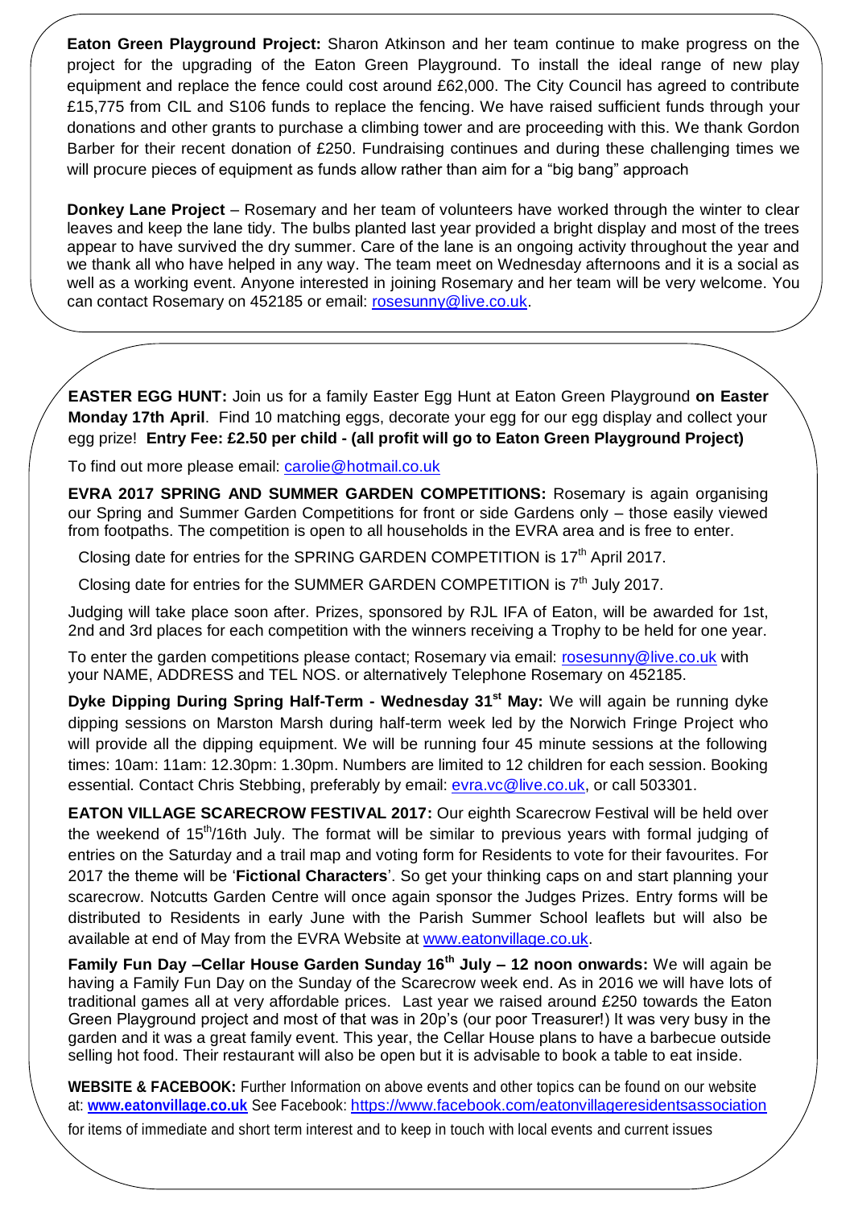**Eaton Green Playground Project:** Sharon Atkinson and her team continue to make progress on the project for the upgrading of the Eaton Green Playground. To install the ideal range of new play equipment and replace the fence could cost around £62,000. The City Council has agreed to contribute £15,775 from CIL and S106 funds to replace the fencing. We have raised sufficient funds through your donations and other grants to purchase a climbing tower and are proceeding with this. We thank Gordon Barber for their recent donation of £250. Fundraising continues and during these challenging times we will procure pieces of equipment as funds allow rather than aim for a "big bang" approach

**Donkey Lane Project** – Rosemary and her team of volunteers have worked through the winter to clear leaves and keep the lane tidy. The bulbs planted last year provided a bright display and most of the trees appear to have survived the dry summer. Care of the lane is an ongoing activity throughout the year and we thank all who have helped in any way. The team meet on Wednesday afternoons and it is a social as well as a working event. Anyone interested in joining Rosemary and her team will be very welcome. You can contact Rosemary on 452185 or email: rosesunny@live.co.uk.

**EASTER EGG HUNT:** Join us for a family Easter Egg Hunt at Eaton Green Playground **on Easter Monday 17th April**. Find 10 matching eggs, decorate your egg for our egg display and collect your egg prize! **Entry Fee: £2.50 per child - (all profit will go to Eaton Green Playground Project)**

To find out more please email: carolie@hotmail.co.uk

**EVRA 2017 SPRING AND SUMMER GARDEN COMPETITIONS:** Rosemary is again organising our Spring and Summer Garden Competitions for front or side Gardens only – those easily viewed from footpaths. The competition is open to all households in the EVRA area and is free to enter.

Closing date for entries for the SPRING GARDEN COMPETITION is 17th April 2017.

Closing date for entries for the SUMMER GARDEN COMPETITION is 7th July 2017.

Judging will take place soon after. Prizes, sponsored by RJL IFA of Eaton, will be awarded for 1st, 2nd and 3rd places for each competition with the winners receiving a Trophy to be held for one year.

To enter the garden competitions please contact; Rosemary via email: rosesunny@live.co.uk with your NAME, ADDRESS and TEL NOS. or alternatively Telephone Rosemary on 452185.

**Dyke Dipping During Spring Half-Term - Wednesday 31st May:** We will again be running dyke dipping sessions on Marston Marsh during half-term week led by the Norwich Fringe Project who will provide all the dipping equipment. We will be running four 45 minute sessions at the following times: 10am: 11am: 12.30pm: 1.30pm. Numbers are limited to 12 children for each session. Booking essential. Contact Chris Stebbing, preferably by email: evra.vc@live.co.uk, or call 503301.

**EATON VILLAGE SCARECROW FESTIVAL 2017:** Our eighth Scarecrow Festival will be held over the weekend of 15th/16th July. The format will be similar to previous years with formal judging of entries on the Saturday and a trail map and voting form for Residents to vote for their favourites. For 2017 the theme will be '**Fictional Characters**'. So get your thinking caps on and start planning your scarecrow. Notcutts Garden Centre will once again sponsor the Judges Prizes. Entry forms will be distributed to Residents in early June with the Parish Summer School leaflets but will also be available at end of May from the EVRA Website at www.eatonvillage.co.uk.

**Family Fun Day –Cellar House Garden Sunday 16th July – 12 noon onwards:** We will again be having a Family Fun Day on the Sunday of the Scarecrow week end. As in 2016 we will have lots of traditional games all at very affordable prices. Last year we raised around £250 towards the Eaton Green Playground project and most of that was in 20p's (our poor Treasurer!) It was very busy in the garden and it was a great family event. This year, the Cellar House plans to have a barbecue outside selling hot food. Their restaurant will also be open but it is advisable to book a table to eat inside.

**WEBSITE & FACEBOOK:** Further Information on above events and other topics can be found on our website at: **www.eatonvillage.co.uk** See Facebook: https://www.facebook.com/eatonvillageresidentsassociation for items of immediate and short term interest and to keep in touch with local events and current issues